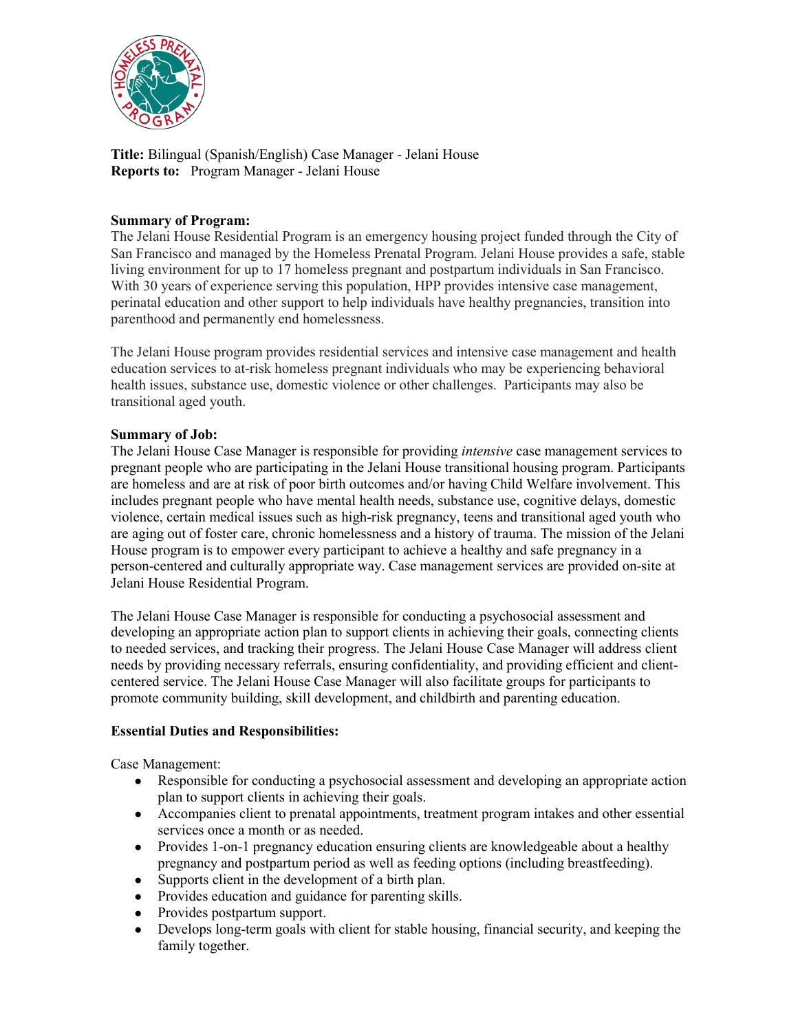**Title:** Bilingual (Spanish/English) Case Manager - Jelani House
**Reports to:** Program Manager - Jelani House

**Summary of Program:**
The Jelani House Residential Program is an emergency housing project funded through the City of San Francisco and managed by the Homeless Prenatal Program. Jelani House provides a safe, stable living environment for up to 17 homeless pregnant and postpartum individuals in San Francisco. With 30 years of experience serving this population, HPP provides intensive case management, perinatal education and other support to help individuals have healthy pregnancies, transition into parenthood and permanently end homelessness.

The Jelani House program provides residential services and intensive case management and health education services to at-risk homeless pregnant individuals who may be experiencing behavioral health issues, substance use, domestic violence or other challenges. Participants may also be transitional aged youth.

**Summary of Job:**
The Jelani House Case Manager is responsible for providing *intensive* case management services to pregnant people who are participating in the Jelani House transitional housing program. Participants are homeless and are at risk of poor birth outcomes and/or having Child Welfare involvement. This includes pregnant people who have mental health needs, substance use, cognitive delays, domestic violence, certain medical issues such as high-risk pregnancy, teens and transitional aged youth who are aging out of foster care, chronic homelessness and a history of trauma. The mission of the Jelani House program is to empower every participant to achieve a healthy and safe pregnancy in a person-centered and culturally appropriate way. Case management services are provided on-site at Jelani House Residential Program.

The Jelani House Case Manager is responsible for conducting a psychosocial assessment and developing an appropriate action plan to support clients in achieving their goals, connecting clients to needed services, and tracking their progress. The Jelani House Case Manager will address client needs by providing necessary referrals, ensuring confidentiality, and providing efficient and client-centered service. The Jelani House Case Manager will also facilitate groups for participants to promote community building, skill development, and childbirth and parenting education.

**Essential Duties and Responsibilities:**

Case Management:

- Responsible for conducting a psychosocial assessment and developing an appropriate action plan to support clients in achieving their goals.
- Accompanies client to prenatal appointments, treatment program intakes and other essential services once a month or as needed.
- Provides 1-on-1 pregnancy education ensuring clients are knowledgeable about a healthy pregnancy and postpartum period as well as feeding options (including breastfeeding).
- Supports client in the development of a birth plan.
- Provides education and guidance for parenting skills.
- Provides postpartum support.
- Develops long-term goals with client for stable housing, financial security, and keeping the family together.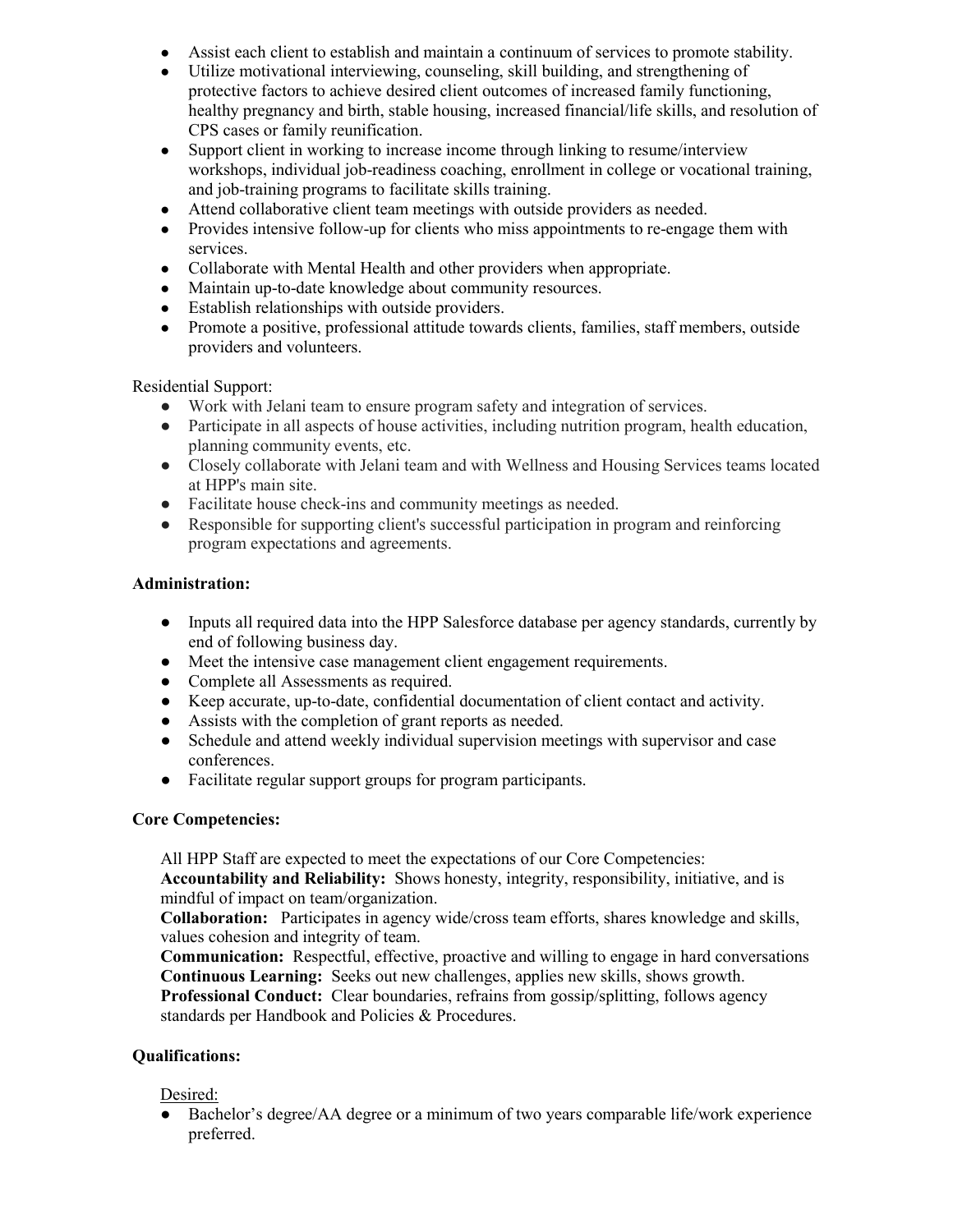- Assist each client to establish and maintain a continuum of services to promote stability.
- Utilize motivational interviewing, counseling, skill building, and strengthening of protective factors to achieve desired client outcomes of increased family functioning, healthy pregnancy and birth, stable housing, increased financial/life skills, and resolution of CPS cases or family reunification.
- Support client in working to increase income through linking to resume/interview workshops, individual job-readiness coaching, enrollment in college or vocational training, and job-training programs to facilitate skills training.
- Attend collaborative client team meetings with outside providers as needed.
- Provides intensive follow-up for clients who miss appointments to re-engage them with services.
- Collaborate with Mental Health and other providers when appropriate.
- Maintain up-to-date knowledge about community resources.
- Establish relationships with outside providers.
- Promote a positive, professional attitude towards clients, families, staff members, outside providers and volunteers.

Residential Support:

- Work with Jelani team to ensure program safety and integration of services.
- Participate in all aspects of house activities, including nutrition program, health education, planning community events, etc.
- Closely collaborate with Jelani team and with Wellness and Housing Services teams located at HPP's main site.
- Facilitate house check-ins and community meetings as needed.
- Responsible for supporting client's successful participation in program and reinforcing program expectations and agreements.

**Administration:**

- Inputs all required data into the HPP Salesforce database per agency standards, currently by end of following business day.
- Meet the intensive case management client engagement requirements.
- Complete all Assessments as required.
- Keep accurate, up-to-date, confidential documentation of client contact and activity.
- Assists with the completion of grant reports as needed.
- Schedule and attend weekly individual supervision meetings with supervisor and case conferences.
- Facilitate regular support groups for program participants.

**Core Competencies:**

All HPP Staff are expected to meet the expectations of our Core Competencies:
**Accountability and Reliability:** Shows honesty, integrity, responsibility, initiative, and is mindful of impact on team/organization.
**Collaboration:** Participates in agency wide/cross team efforts, shares knowledge and skills, values cohesion and integrity of team.
**Communication:** Respectful, effective, proactive and willing to engage in hard conversations
**Continuous Learning:** Seeks out new challenges, applies new skills, shows growth.
**Professional Conduct:** Clear boundaries, refrains from gossip/splitting, follows agency standards per Handbook and Policies & Procedures.

**Qualifications:**

Desired:

- Bachelor's degree/AA degree or a minimum of two years comparable life/work experience preferred.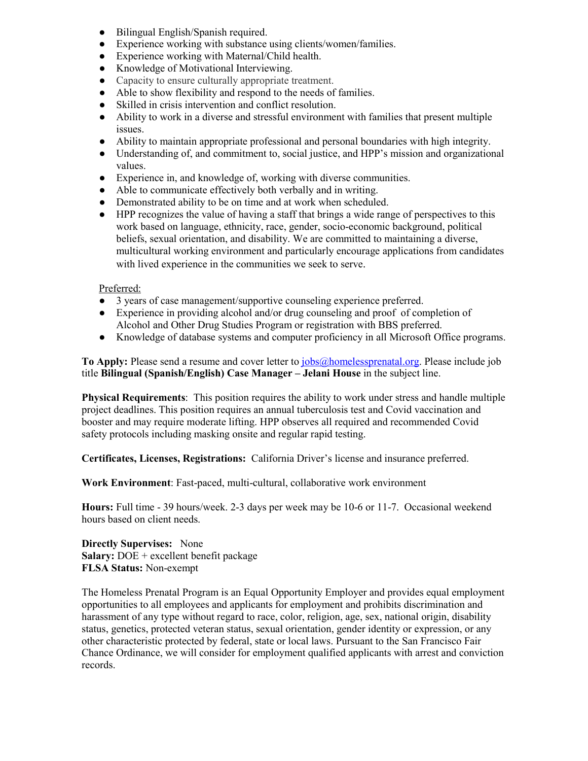- Bilingual English/Spanish required.
- Experience working with substance using clients/women/families.
- Experience working with Maternal/Child health.
- Knowledge of Motivational Interviewing.
- Capacity to ensure culturally appropriate treatment.
- Able to show flexibility and respond to the needs of families.
- Skilled in crisis intervention and conflict resolution.
- Ability to work in a diverse and stressful environment with families that present multiple issues.
- Ability to maintain appropriate professional and personal boundaries with high integrity.
- Understanding of, and commitment to, social justice, and HPP's mission and organizational values.
- Experience in, and knowledge of, working with diverse communities.
- Able to communicate effectively both verbally and in writing.
- Demonstrated ability to be on time and at work when scheduled.
- HPP recognizes the value of having a staff that brings a wide range of perspectives to this work based on language, ethnicity, race, gender, socio-economic background, political beliefs, sexual orientation, and disability. We are committed to maintaining a diverse, multicultural working environment and particularly encourage applications from candidates with lived experience in the communities we seek to serve.

Preferred:

- 3 years of case management/supportive counseling experience preferred.
- Experience in providing alcohol and/or drug counseling and proof of completion of Alcohol and Other Drug Studies Program or registration with BBS preferred.
- Knowledge of database systems and computer proficiency in all Microsoft Office programs.

**To Apply:** Please send a resume and cover letter to jobs@homelessprenatal.org. Please include job title **Bilingual (Spanish/English) Case Manager – Jelani House** in the subject line.

**Physical Requirements**: This position requires the ability to work under stress and handle multiple project deadlines. This position requires an annual tuberculosis test and Covid vaccination and booster and may require moderate lifting. HPP observes all required and recommended Covid safety protocols including masking onsite and regular rapid testing.

**Certificates, Licenses, Registrations:** California Driver's license and insurance preferred.

**Work Environment**: Fast-paced, multi-cultural, collaborative work environment

**Hours:** Full time - 39 hours/week. 2-3 days per week may be 10-6 or 11-7. Occasional weekend hours based on client needs.

**Directly Supervises:** None
**Salary:** DOE + excellent benefit package
**FLSA Status:** Non-exempt

The Homeless Prenatal Program is an Equal Opportunity Employer and provides equal employment opportunities to all employees and applicants for employment and prohibits discrimination and harassment of any type without regard to race, color, religion, age, sex, national origin, disability status, genetics, protected veteran status, sexual orientation, gender identity or expression, or any other characteristic protected by federal, state or local laws. Pursuant to the San Francisco Fair Chance Ordinance, we will consider for employment qualified applicants with arrest and conviction records.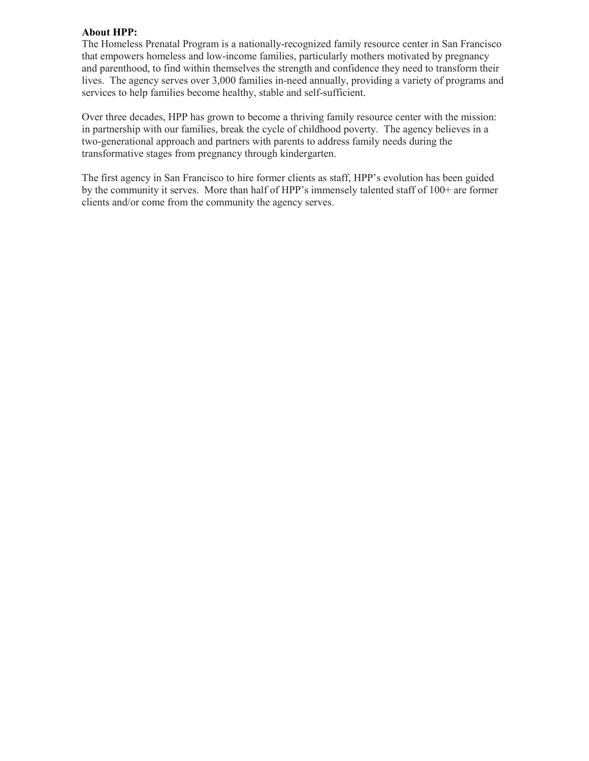**About HPP:**
The Homeless Prenatal Program is a nationally-recognized family resource center in San Francisco that empowers homeless and low-income families, particularly mothers motivated by pregnancy and parenthood, to find within themselves the strength and confidence they need to transform their lives. The agency serves over 3,000 families in-need annually, providing a variety of programs and services to help families become healthy, stable and self-sufficient.

Over three decades, HPP has grown to become a thriving family resource center with the mission: in partnership with our families, break the cycle of childhood poverty. The agency believes in a two-generational approach and partners with parents to address family needs during the transformative stages from pregnancy through kindergarten.

The first agency in San Francisco to hire former clients as staff, HPP's evolution has been guided by the community it serves. More than half of HPP's immensely talented staff of 100+ are former clients and/or come from the community the agency serves.